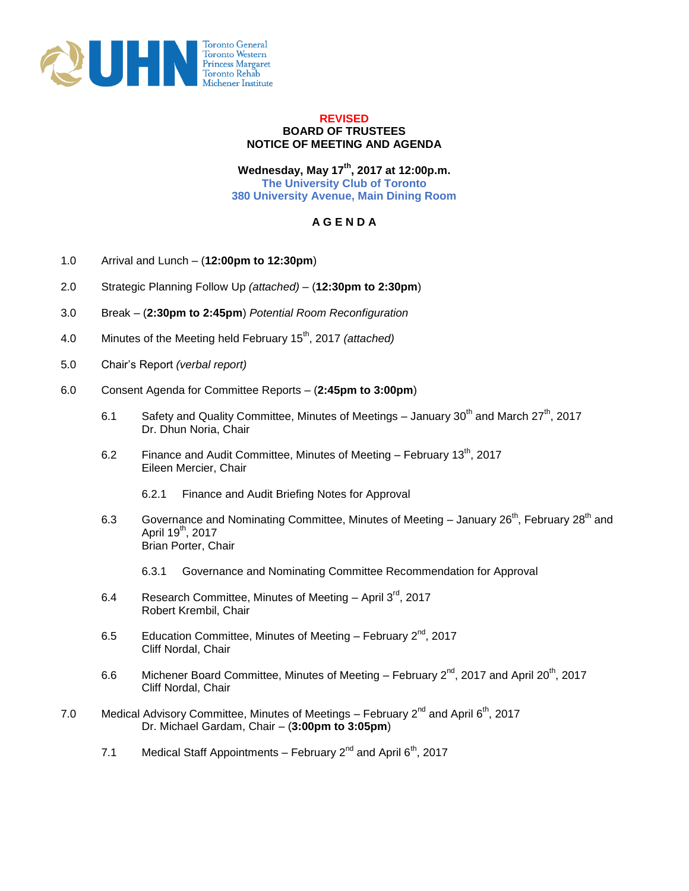Toronto General
Toronto Western
Princess Margaret
Toronto Rehab
Michener Institute

**REVISED**
**BOARD OF TRUSTEES**
**NOTICE OF MEETING AND AGENDA**

**Wednesday, May 17th, 2017 at 12:00p.m.**
**The University Club of Toronto**
**380 University Avenue, Main Dining Room**

**A G E N D A**

1.0 Arrival and Lunch – (**12:00pm to 12:30pm**)

2.0 Strategic Planning Follow Up *(attached)* – (**12:30pm to 2:30pm**)

3.0 Break – (**2:30pm to 2:45pm**) *Potential Room Reconfiguration*

4.0 Minutes of the Meeting held February 15th, 2017 *(attached)*

5.0 Chair's Report *(verbal report)*

6.0 Consent Agenda for Committee Reports – (**2:45pm to 3:00pm**)

6.1 Safety and Quality Committee, Minutes of Meetings – January 30th and March 27th, 2017
Dr. Dhun Noria, Chair

6.2 Finance and Audit Committee, Minutes of Meeting – February 13th, 2017
Eileen Mercier, Chair

6.2.1 Finance and Audit Briefing Notes for Approval

6.3 Governance and Nominating Committee, Minutes of Meeting – January 26th, February 28th and April 19th, 2017
Brian Porter, Chair

6.3.1 Governance and Nominating Committee Recommendation for Approval

6.4 Research Committee, Minutes of Meeting – April 3rd, 2017
Robert Krembil, Chair

6.5 Education Committee, Minutes of Meeting – February 2nd, 2017
Cliff Nordal, Chair

6.6 Michener Board Committee, Minutes of Meeting – February 2nd, 2017 and April 20th, 2017
Cliff Nordal, Chair

7.0 Medical Advisory Committee, Minutes of Meetings – February 2nd and April 6th, 2017
Dr. Michael Gardam, Chair – (**3:00pm to 3:05pm**)

7.1 Medical Staff Appointments – February 2nd and April 6th, 2017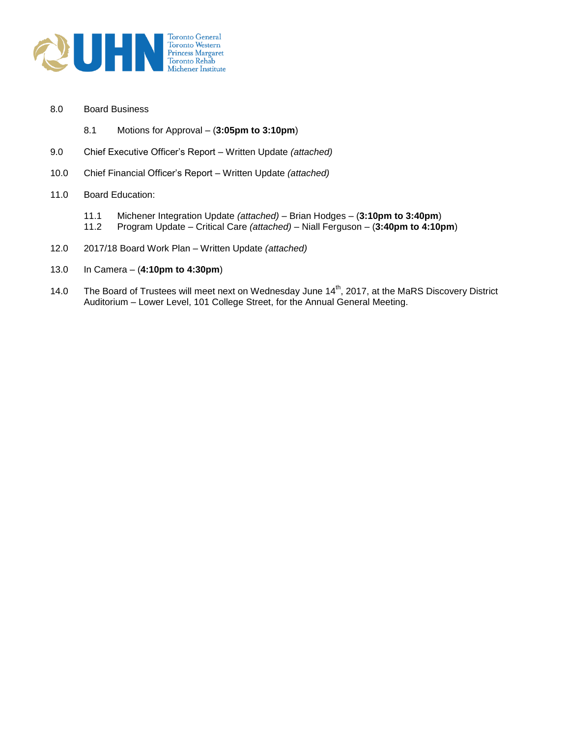8.0 Board Business

   8.1 Motions for Approval – (**3:05pm to 3:10pm**)

9.0 Chief Executive Officer's Report – Written Update *(attached)*

10.0 Chief Financial Officer's Report – Written Update *(attached)*

11.0 Board Education:

   11.1 Michener Integration Update *(attached)* – Brian Hodges – (**3:10pm to 3:40pm**)
   11.2 Program Update – Critical Care *(attached)* – Niall Ferguson – (**3:40pm to 4:10pm**)

12.0 2017/18 Board Work Plan – Written Update *(attached)*

13.0 In Camera – (**4:10pm to 4:30pm**)

14.0 The Board of Trustees will meet next on Wednesday June 14th, 2017, at the MaRS Discovery District Auditorium – Lower Level, 101 College Street, for the Annual General Meeting.